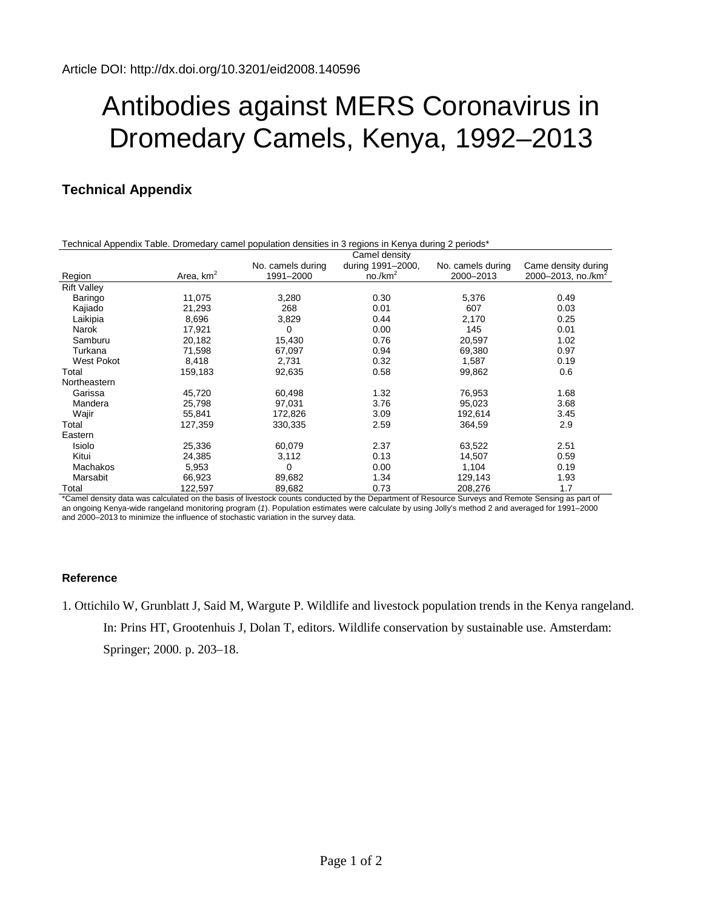Article DOI: http://dx.doi.org/10.3201/eid2008.140596

# Antibodies against MERS Coronavirus in Dromedary Camels, Kenya, 1992–2013

## Technical Appendix

Technical Appendix Table. Dromedary camel population densities in 3 regions in Kenya during 2 periods*

| Region | Area, km$^2$ | No. camels during 1991–2000 | Camel density during 1991–2000, no./km$^2$ | No. camels during 2000–2013 | Came density during 2000–2013, no./km$^2$ |
|---|---|---|---|---|---|
| Rift Valley | | | | | |
| Baringo | 11,075 | 3,280 | 0.30 | 5,376 | 0.49 |
| Kajiado | 21,293 | 268 | 0.01 | 607 | 0.03 |
| Laikipia | 8,696 | 3,829 | 0.44 | 2,170 | 0.25 |
| Narok | 17,921 | 0 | 0.00 | 145 | 0.01 |
| Samburu | 20,182 | 15,430 | 0.76 | 20,597 | 1.02 |
| Turkana | 71,598 | 67,097 | 0.94 | 69,380 | 0.97 |
| West Pokot | 8,418 | 2,731 | 0.32 | 1,587 | 0.19 |
| Total | 159,183 | 92,635 | 0.58 | 99,862 | 0.6 |
| Northeastern | | | | | |
| Garissa | 45,720 | 60,498 | 1.32 | 76,953 | 1.68 |
| Mandera | 25,798 | 97,031 | 3.76 | 95,023 | 3.68 |
| Wajir | 55,841 | 172,826 | 3.09 | 192,614 | 3.45 |
| Total | 127,359 | 330,335 | 2.59 | 364,59 | 2.9 |
| Eastern | | | | | |
| Isiolo | 25,336 | 60,079 | 2.37 | 63,522 | 2.51 |
| Kitui | 24,385 | 3,112 | 0.13 | 14,507 | 0.59 |
| Machakos | 5,953 | 0 | 0.00 | 1,104 | 0.19 |
| Marsabit | 66,923 | 89,682 | 1.34 | 129,143 | 1.93 |
| Total | 122,597 | 89,682 | 0.73 | 208,276 | 1.7 |

*Camel density data was calculated on the basis of livestock counts conducted by the Department of Resource Surveys and Remote Sensing as part of an ongoing Kenya-wide rangeland monitoring program (*1*). Population estimates were calculate by using Jolly's method 2 and averaged for 1991–2000 and 2000–2013 to minimize the influence of stochastic variation in the survey data.

### Reference

1. Ottichilo W, Grunblatt J, Said M, Wargute P. Wildlife and livestock population trends in the Kenya rangeland. In: Prins HT, Grootenhuis J, Dolan T, editors. Wildlife conservation by sustainable use. Amsterdam: Springer; 2000. p. 203–18.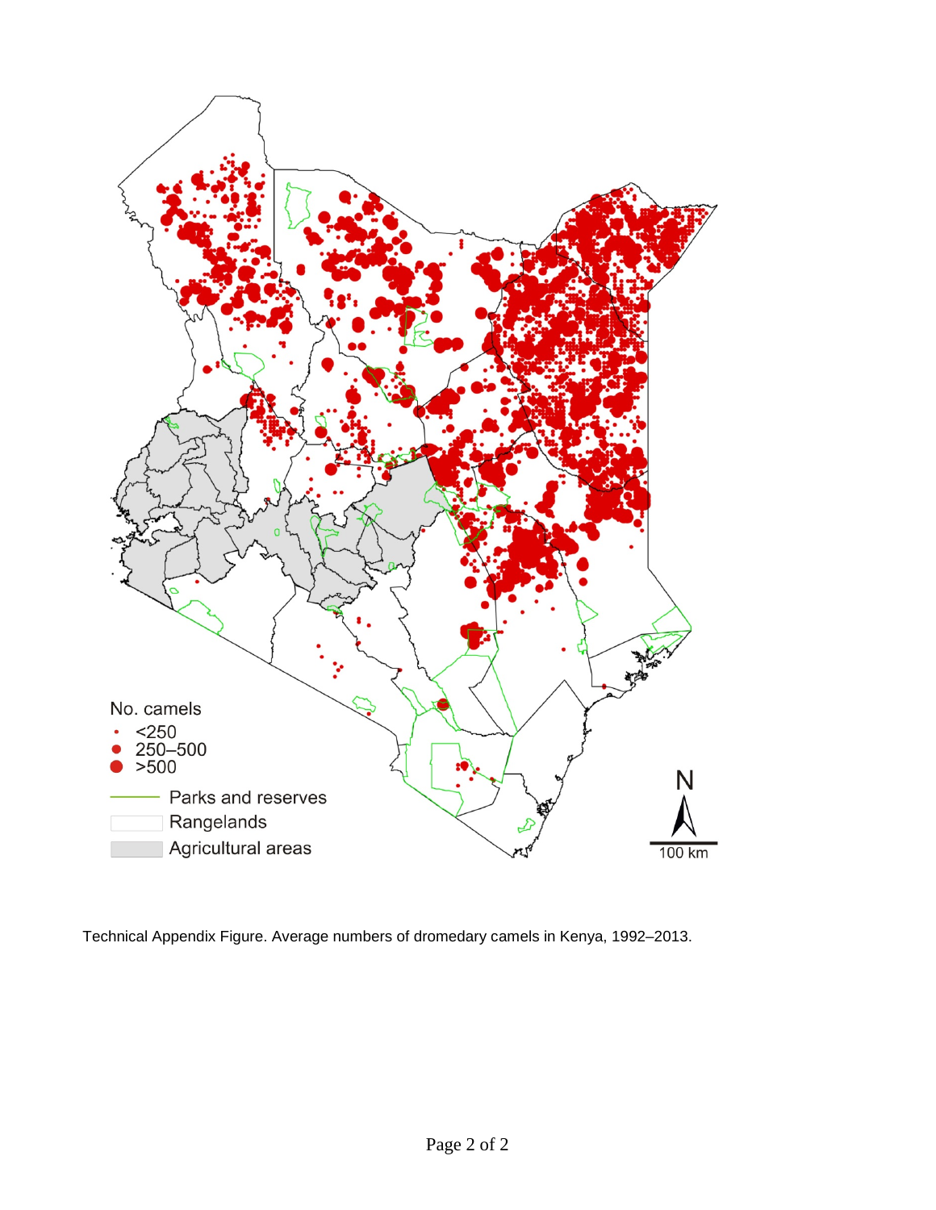No. camels

<250

250–500

>500

Parks and reserves

Rangelands

Agricultural areas

N

100 km

Technical Appendix Figure. Average numbers of dromedary camels in Kenya, 1992–2013.